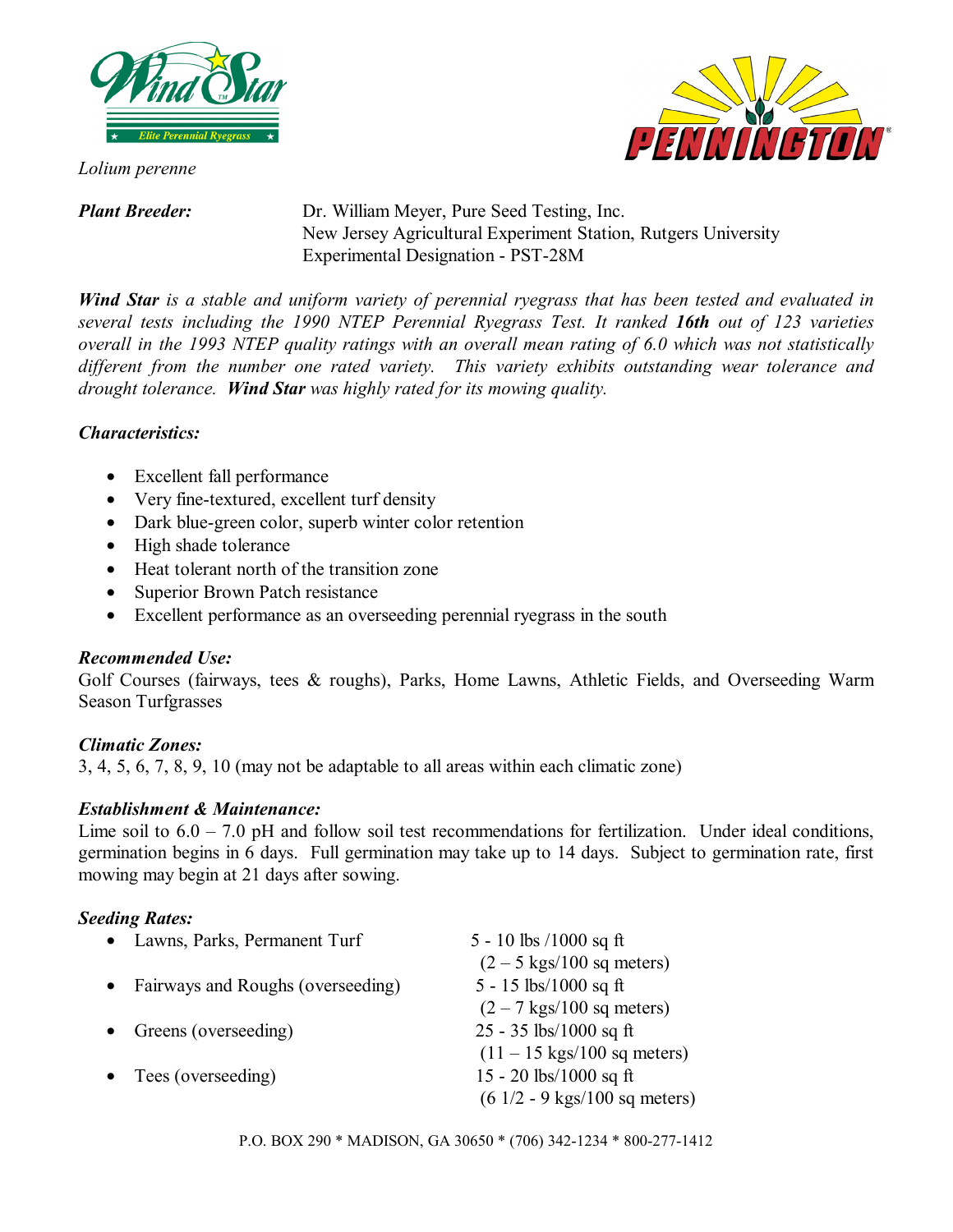Wind Star

Elite Perennial Ryegrass

PENNINGTON

*Lolium perenne*

***Plant Breeder:*** Dr. William Meyer, Pure Seed Testing, Inc.
New Jersey Agricultural Experiment Station, Rutgers University
Experimental Designation - PST-28M

***Wind Star** is a stable and uniform variety of perennial ryegrass that has been tested and evaluated in several tests including the 1990 NTEP Perennial Ryegrass Test. It ranked **16th** out of 123 varieties overall in the 1993 NTEP quality ratings with an overall mean rating of 6.0 which was not statistically different from the number one rated variety. This variety exhibits outstanding wear tolerance and drought tolerance. **Wind Star** was highly rated for its mowing quality.*

### *Characteristics:*

- Excellent fall performance
- Very fine-textured, excellent turf density
- Dark blue-green color, superb winter color retention
- High shade tolerance
- Heat tolerant north of the transition zone
- Superior Brown Patch resistance
- Excellent performance as an overseeding perennial ryegrass in the south

### *Recommended Use:*

Golf Courses (fairways, tees & roughs), Parks, Home Lawns, Athletic Fields, and Overseeding Warm Season Turfgrasses

### *Climatic Zones:*

3, 4, 5, 6, 7, 8, 9, 10 (may not be adaptable to all areas within each climatic zone)

### *Establishment & Maintenance:*

Lime soil to 6.0 – 7.0 pH and follow soil test recommendations for fertilization. Under ideal conditions, germination begins in 6 days. Full germination may take up to 14 days. Subject to germination rate, first mowing may begin at 21 days after sowing.

### *Seeding Rates:*

- Lawns, Parks, Permanent Turf — 5 - 10 lbs /1000 sq ft (2 – 5 kgs/100 sq meters)
- Fairways and Roughs (overseeding) — 5 - 15 lbs/1000 sq ft (2 – 7 kgs/100 sq meters)
- Greens (overseeding) — 25 - 35 lbs/1000 sq ft (11 – 15 kgs/100 sq meters)
- Tees (overseeding) — 15 - 20 lbs/1000 sq ft (6 1/2 - 9 kgs/100 sq meters)

P.O. BOX 290 * MADISON, GA 30650 * (706) 342-1234 * 800-277-1412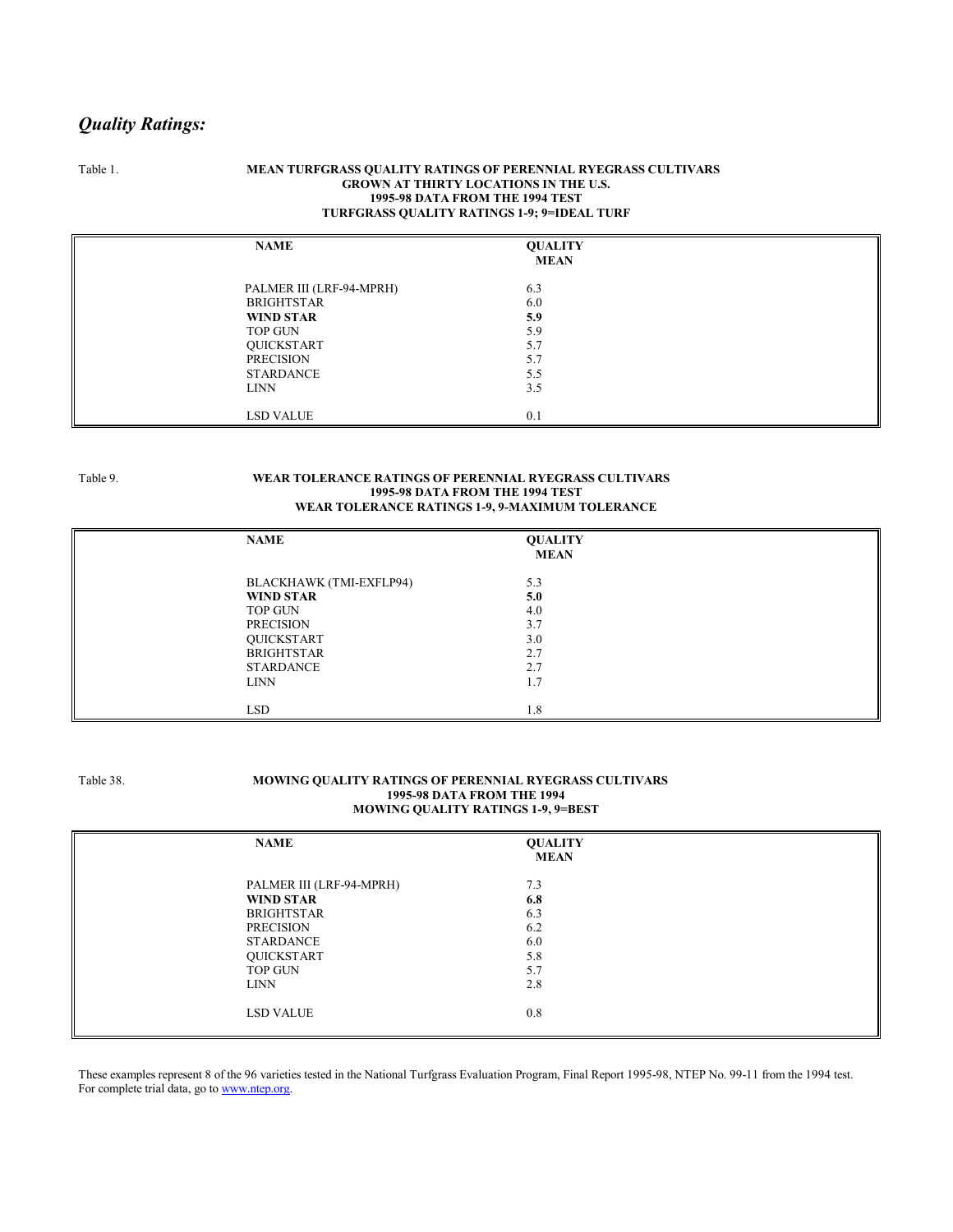## *Quality Ratings:*

Table 1.

**MEAN TURFGRASS QUALITY RATINGS OF PERENNIAL RYEGRASS CULTIVARS
GROWN AT THIRTY LOCATIONS IN THE U.S.
1995-98 DATA FROM THE 1994 TEST
TURFGRASS QUALITY RATINGS 1-9; 9=IDEAL TURF**

| NAME | QUALITY MEAN |
|---|---|
| PALMER III (LRF-94-MPRH) | 6.3 |
| BRIGHTSTAR | 6.0 |
| **WIND STAR** | **5.9** |
| TOP GUN | 5.9 |
| QUICKSTART | 5.7 |
| PRECISION | 5.7 |
| STARDANCE | 5.5 |
| LINN | 3.5 |
| LSD VALUE | 0.1 |

Table 9.

**WEAR TOLERANCE RATINGS OF PERENNIAL RYEGRASS CULTIVARS
1995-98 DATA FROM THE 1994 TEST
WEAR TOLERANCE RATINGS 1-9, 9-MAXIMUM TOLERANCE**

| NAME | QUALITY MEAN |
|---|---|
| BLACKHAWK (TMI-EXFLP94) | 5.3 |
| **WIND STAR** | **5.0** |
| TOP GUN | 4.0 |
| PRECISION | 3.7 |
| QUICKSTART | 3.0 |
| BRIGHTSTAR | 2.7 |
| STARDANCE | 2.7 |
| LINN | 1.7 |
| LSD | 1.8 |

Table 38.

**MOWING QUALITY RATINGS OF PERENNIAL RYEGRASS CULTIVARS
1995-98 DATA FROM THE 1994
MOWING QUALITY RATINGS 1-9, 9=BEST**

| NAME | QUALITY MEAN |
|---|---|
| PALMER III (LRF-94-MPRH) | 7.3 |
| **WIND STAR** | **6.8** |
| BRIGHTSTAR | 6.3 |
| PRECISION | 6.2 |
| STARDANCE | 6.0 |
| QUICKSTART | 5.8 |
| TOP GUN | 5.7 |
| LINN | 2.8 |
| LSD VALUE | 0.8 |

These examples represent 8 of the 96 varieties tested in the National Turfgrass Evaluation Program, Final Report 1995-98, NTEP No. 99-11 from the 1994 test. For complete trial data, go to [www.ntep.org](http://www.ntep.org).